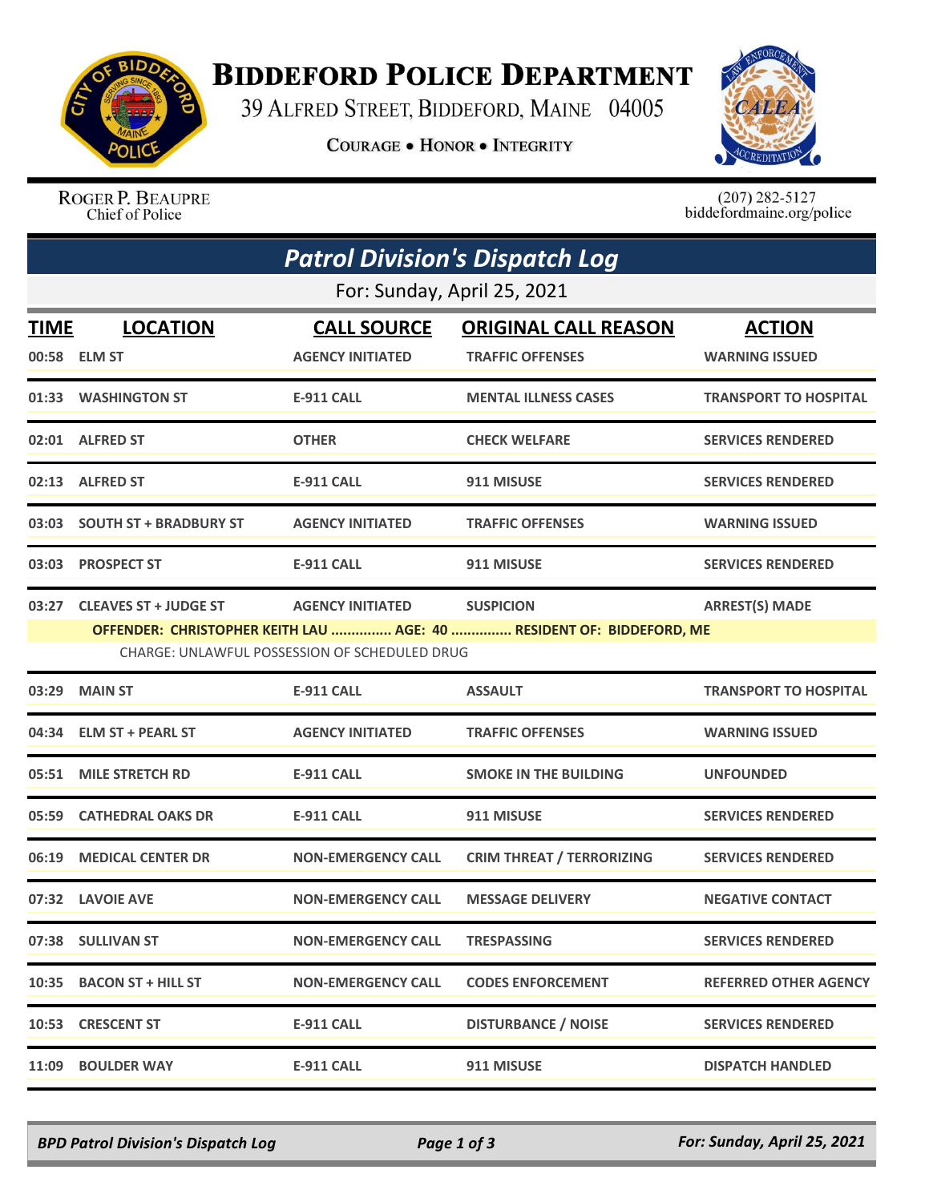# BIDDEFORD POLICE DEPARTMENT

39 ALFRED STREET, BIDDEFORD, MAINE 04005

COURAGE • HONOR • INTEGRITY

ROGER P. BEAUPRE
Chief of Police

(207) 282-5127
biddefordmaine.org/police

## *Patrol Division's Dispatch Log*

For: Sunday, April 25, 2021

| TIME | LOCATION | CALL SOURCE | ORIGINAL CALL REASON | ACTION |
|---|---|---|---|---|
| 00:58 | ELM ST | AGENCY INITIATED | TRAFFIC OFFENSES | WARNING ISSUED |
| 01:33 | WASHINGTON ST | E-911 CALL | MENTAL ILLNESS CASES | TRANSPORT TO HOSPITAL |
| 02:01 | ALFRED ST | OTHER | CHECK WELFARE | SERVICES RENDERED |
| 02:13 | ALFRED ST | E-911 CALL | 911 MISUSE | SERVICES RENDERED |
| 03:03 | SOUTH ST + BRADBURY ST | AGENCY INITIATED | TRAFFIC OFFENSES | WARNING ISSUED |
| 03:03 | PROSPECT ST | E-911 CALL | 911 MISUSE | SERVICES RENDERED |
| 03:27 | CLEAVES ST + JUDGE ST | AGENCY INITIATED | SUSPICION | ARREST(S) MADE |
| | OFFENDER: CHRISTOPHER KEITH LAU ............... AGE: 40 ............... RESIDENT OF: BIDDEFORD, ME<br>CHARGE: UNLAWFUL POSSESSION OF SCHEDULED DRUG | | | |
| 03:29 | MAIN ST | E-911 CALL | ASSAULT | TRANSPORT TO HOSPITAL |
| 04:34 | ELM ST + PEARL ST | AGENCY INITIATED | TRAFFIC OFFENSES | WARNING ISSUED |
| 05:51 | MILE STRETCH RD | E-911 CALL | SMOKE IN THE BUILDING | UNFOUNDED |
| 05:59 | CATHEDRAL OAKS DR | E-911 CALL | 911 MISUSE | SERVICES RENDERED |
| 06:19 | MEDICAL CENTER DR | NON-EMERGENCY CALL | CRIM THREAT / TERRORIZING | SERVICES RENDERED |
| 07:32 | LAVOIE AVE | NON-EMERGENCY CALL | MESSAGE DELIVERY | NEGATIVE CONTACT |
| 07:38 | SULLIVAN ST | NON-EMERGENCY CALL | TRESPASSING | SERVICES RENDERED |
| 10:35 | BACON ST + HILL ST | NON-EMERGENCY CALL | CODES ENFORCEMENT | REFERRED OTHER AGENCY |
| 10:53 | CRESCENT ST | E-911 CALL | DISTURBANCE / NOISE | SERVICES RENDERED |
| 11:09 | BOULDER WAY | E-911 CALL | 911 MISUSE | DISPATCH HANDLED |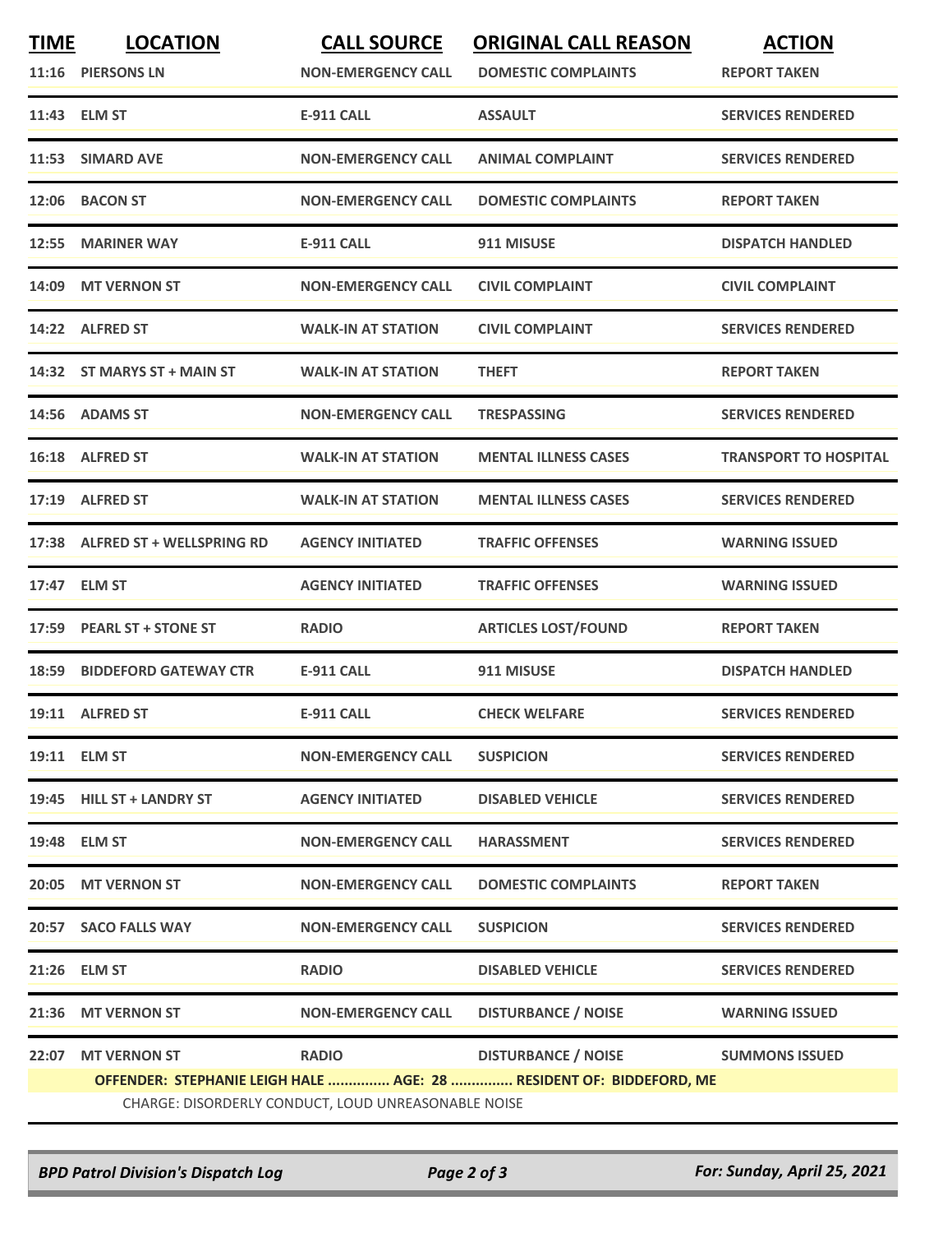| TIME | LOCATION | CALL SOURCE | ORIGINAL CALL REASON | ACTION |
|---|---|---|---|---|
| 11:16 | PIERSONS LN | NON-EMERGENCY CALL | DOMESTIC COMPLAINTS | REPORT TAKEN |
| 11:43 | ELM ST | E-911 CALL | ASSAULT | SERVICES RENDERED |
| 11:53 | SIMARD AVE | NON-EMERGENCY CALL | ANIMAL COMPLAINT | SERVICES RENDERED |
| 12:06 | BACON ST | NON-EMERGENCY CALL | DOMESTIC COMPLAINTS | REPORT TAKEN |
| 12:55 | MARINER WAY | E-911 CALL | 911 MISUSE | DISPATCH HANDLED |
| 14:09 | MT VERNON ST | NON-EMERGENCY CALL | CIVIL COMPLAINT | CIVIL COMPLAINT |
| 14:22 | ALFRED ST | WALK-IN AT STATION | CIVIL COMPLAINT | SERVICES RENDERED |
| 14:32 | ST MARYS ST + MAIN ST | WALK-IN AT STATION | THEFT | REPORT TAKEN |
| 14:56 | ADAMS ST | NON-EMERGENCY CALL | TRESPASSING | SERVICES RENDERED |
| 16:18 | ALFRED ST | WALK-IN AT STATION | MENTAL ILLNESS CASES | TRANSPORT TO HOSPITAL |
| 17:19 | ALFRED ST | WALK-IN AT STATION | MENTAL ILLNESS CASES | SERVICES RENDERED |
| 17:38 | ALFRED ST + WELLSPRING RD | AGENCY INITIATED | TRAFFIC OFFENSES | WARNING ISSUED |
| 17:47 | ELM ST | AGENCY INITIATED | TRAFFIC OFFENSES | WARNING ISSUED |
| 17:59 | PEARL ST + STONE ST | RADIO | ARTICLES LOST/FOUND | REPORT TAKEN |
| 18:59 | BIDDEFORD GATEWAY CTR | E-911 CALL | 911 MISUSE | DISPATCH HANDLED |
| 19:11 | ALFRED ST | E-911 CALL | CHECK WELFARE | SERVICES RENDERED |
| 19:11 | ELM ST | NON-EMERGENCY CALL | SUSPICION | SERVICES RENDERED |
| 19:45 | HILL ST + LANDRY ST | AGENCY INITIATED | DISABLED VEHICLE | SERVICES RENDERED |
| 19:48 | ELM ST | NON-EMERGENCY CALL | HARASSMENT | SERVICES RENDERED |
| 20:05 | MT VERNON ST | NON-EMERGENCY CALL | DOMESTIC COMPLAINTS | REPORT TAKEN |
| 20:57 | SACO FALLS WAY | NON-EMERGENCY CALL | SUSPICION | SERVICES RENDERED |
| 21:26 | ELM ST | RADIO | DISABLED VEHICLE | SERVICES RENDERED |
| 21:36 | MT VERNON ST | NON-EMERGENCY CALL | DISTURBANCE / NOISE | WARNING ISSUED |
| 22:07 | MT VERNON ST | RADIO | DISTURBANCE / NOISE | SUMMONS ISSUED |

**OFFENDER: STEPHANIE LEIGH HALE ............... AGE: 28 ............... RESIDENT OF: BIDDEFORD, ME**

CHARGE: DISORDERLY CONDUCT, LOUD UNREASONABLE NOISE

*BPD Patrol Division's Dispatch Log* — *For: Sunday, April 25, 2021*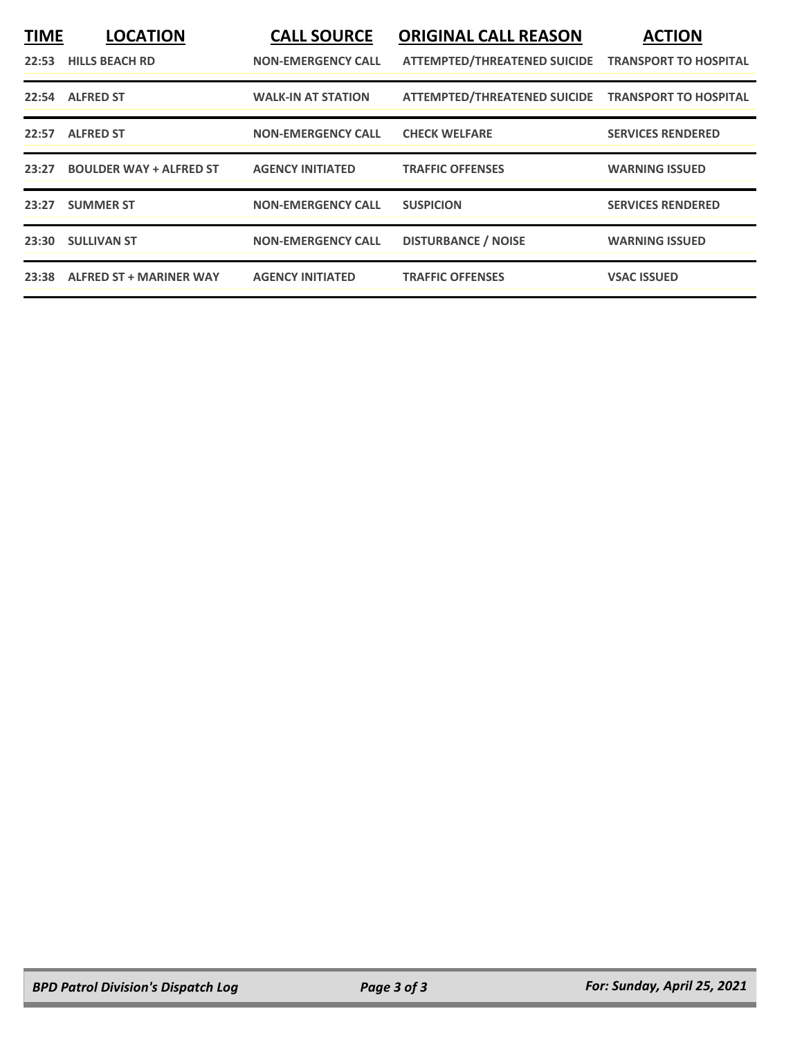| TIME | LOCATION | CALL SOURCE | ORIGINAL CALL REASON | ACTION |
|---|---|---|---|---|
| 22:53 | HILLS BEACH RD | NON-EMERGENCY CALL | ATTEMPTED/THREATENED SUICIDE | TRANSPORT TO HOSPITAL |
| 22:54 | ALFRED ST | WALK-IN AT STATION | ATTEMPTED/THREATENED SUICIDE | TRANSPORT TO HOSPITAL |
| 22:57 | ALFRED ST | NON-EMERGENCY CALL | CHECK WELFARE | SERVICES RENDERED |
| 23:27 | BOULDER WAY + ALFRED ST | AGENCY INITIATED | TRAFFIC OFFENSES | WARNING ISSUED |
| 23:27 | SUMMER ST | NON-EMERGENCY CALL | SUSPICION | SERVICES RENDERED |
| 23:30 | SULLIVAN ST | NON-EMERGENCY CALL | DISTURBANCE / NOISE | WARNING ISSUED |
| 23:38 | ALFRED ST + MARINER WAY | AGENCY INITIATED | TRAFFIC OFFENSES | VSAC ISSUED |